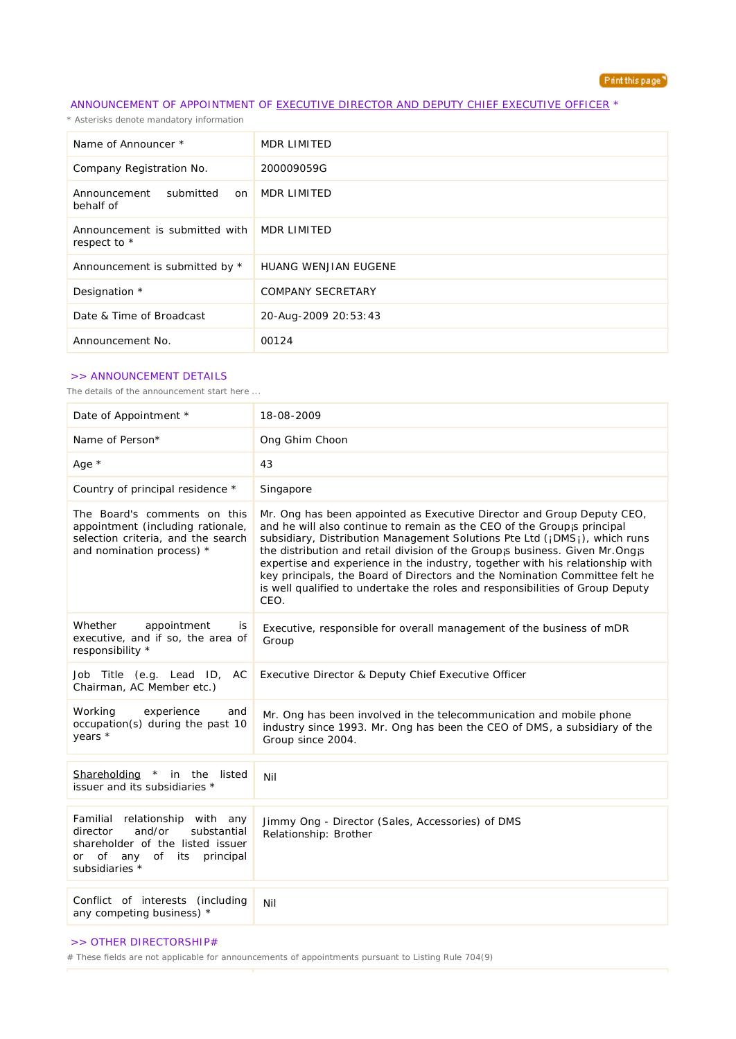## ANNOUNCEMENT OF APPOINTMENT OF EXECUTIVE DIRECTOR AND DEPUTY CHIEF EXECUTIVE OFFICER *

* Asterisks denote mandatory information

| | |
|---|---|
| Name of Announcer * | MDR LIMITED |
| Company Registration No. | 200009059G |
| Announcement submitted on behalf of | MDR LIMITED |
| Announcement is submitted with respect to * | MDR LIMITED |
| Announcement is submitted by * | HUANG WENJIAN EUGENE |
| Designation * | COMPANY SECRETARY |
| Date & Time of Broadcast | 20-Aug-2009 20:53:43 |
| Announcement No. | 00124 |

### >> ANNOUNCEMENT DETAILS

The details of the announcement start here ...

| | |
|---|---|
| Date of Appointment * | 18-08-2009 |
| Name of Person* | Ong Ghim Choon |
| Age * | 43 |
| Country of principal residence * | Singapore |
| The Board's comments on this appointment (including rationale, selection criteria, and the search and nomination process) * | Mr. Ong has been appointed as Executive Director and Group Deputy CEO, and he will also continue to remain as the CEO of the Group¡s principal subsidiary, Distribution Management Solutions Pte Ltd (¡DMS¡), which runs the distribution and retail division of the Group¡s business. Given Mr.Ong¡s expertise and experience in the industry, together with his relationship with key principals, the Board of Directors and the Nomination Committee felt he is well qualified to undertake the roles and responsibilities of Group Deputy CEO. |
| Whether appointment is executive, and if so, the area of responsibility * | Executive, responsible for overall management of the business of mDR Group |
| Job Title (e.g. Lead ID, AC Chairman, AC Member etc.) | Executive Director & Deputy Chief Executive Officer |
| Working experience and occupation(s) during the past 10 years * | Mr. Ong has been involved in the telecommunication and mobile phone industry since 1993. Mr. Ong has been the CEO of DMS, a subsidiary of the Group since 2004. |
| Shareholding * in the listed issuer and its subsidiaries * | Nil |
| Familial relationship with any director and/or substantial shareholder of the listed issuer or of any of its principal subsidiaries * | Jimmy Ong - Director (Sales, Accessories) of DMS<br>Relationship: Brother |
| Conflict of interests (including any competing business) * | Nil |

### >> OTHER DIRECTORSHIP#

# These fields are not applicable for announcements of appointments pursuant to Listing Rule 704(9)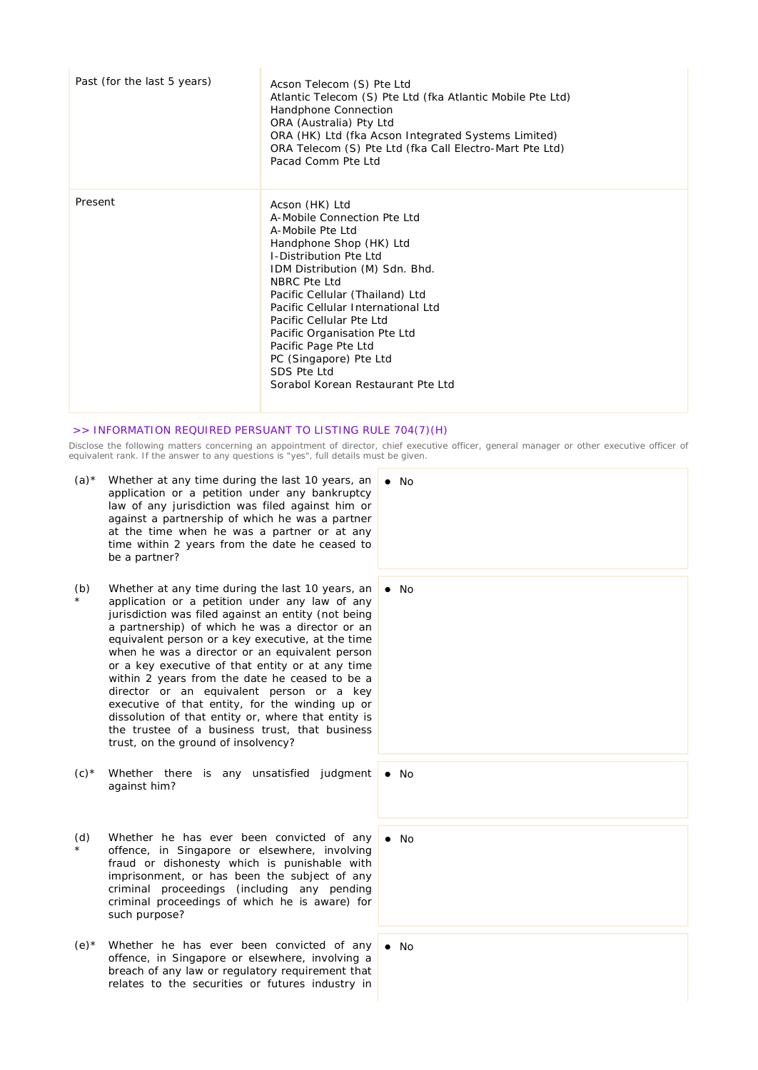| | |
|---|---|
| Past (for the last 5 years) | Acson Telecom (S) Pte Ltd<br>Atlantic Telecom (S) Pte Ltd (fka Atlantic Mobile Pte Ltd)<br>Handphone Connection<br>ORA (Australia) Pty Ltd<br>ORA (HK) Ltd (fka Acson Integrated Systems Limited)<br>ORA Telecom (S) Pte Ltd (fka Call Electro-Mart Pte Ltd)<br>Pacad Comm Pte Ltd |
| Present | Acson (HK) Ltd<br>A-Mobile Connection Pte Ltd<br>A-Mobile Pte Ltd<br>Handphone Shop (HK) Ltd<br>I-Distribution Pte Ltd<br>IDM Distribution (M) Sdn. Bhd.<br>NBRC Pte Ltd<br>Pacific Cellular (Thailand) Ltd<br>Pacific Cellular International Ltd<br>Pacific Cellular Pte Ltd<br>Pacific Organisation Pte Ltd<br>Pacific Page Pte Ltd<br>PC (Singapore) Pte Ltd<br>SDS Pte Ltd<br>Sorabol Korean Restaurant Pte Ltd |

>> INFORMATION REQUIRED PERSUANT TO LISTING RULE 704(7)(H)

Disclose the following matters concerning an appointment of director, chief executive officer, general manager or other executive officer of equivalent rank. If the answer to any questions is "yes", full details must be given.

| | | |
|---|---|---|
| (a)* | Whether at any time during the last 10 years, an application or a petition under any bankruptcy law of any jurisdiction was filed against him or against a partnership of which he was a partner at the time when he was a partner or at any time within 2 years from the date he ceased to be a partner? | • No |
| (b)* | Whether at any time during the last 10 years, an application or a petition under any law of any jurisdiction was filed against an entity (not being a partnership) of which he was a director or an equivalent person or a key executive, at the time when he was a director or an equivalent person or a key executive of that entity or at any time within 2 years from the date he ceased to be a director or an equivalent person or a key executive of that entity, for the winding up or dissolution of that entity or, where that entity is the trustee of a business trust, that business trust, on the ground of insolvency? | • No |
| (c)* | Whether there is any unsatisfied judgment against him? | • No |
| (d)* | Whether he has ever been convicted of any offence, in Singapore or elsewhere, involving fraud or dishonesty which is punishable with imprisonment, or has been the subject of any criminal proceedings (including any pending criminal proceedings of which he is aware) for such purpose? | • No |
| (e)* | Whether he has ever been convicted of any offence, in Singapore or elsewhere, involving a breach of any law or regulatory requirement that relates to the securities or futures industry in | • No |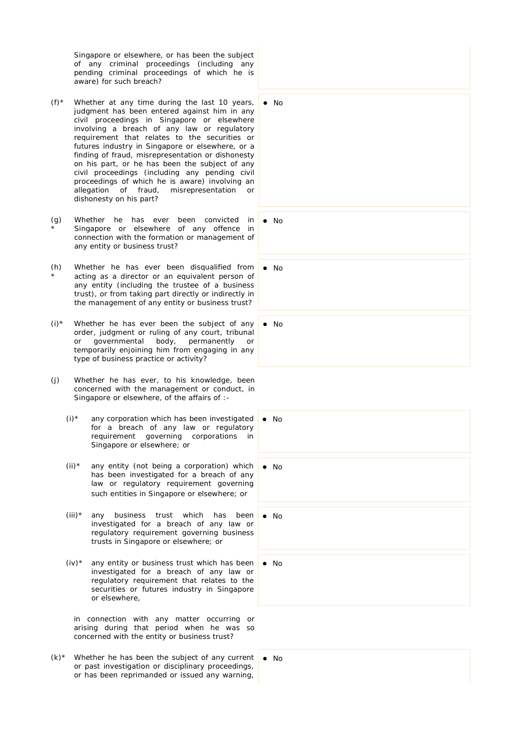Singapore or elsewhere, or has been the subject of any criminal proceedings (including any pending criminal proceedings of which he is aware) for such breach?

| | Question | Answer |
|---|---|---|
| (f)* | Whether at any time during the last 10 years, judgment has been entered against him in any civil proceedings in Singapore or elsewhere involving a breach of any law or regulatory requirement that relates to the securities or futures industry in Singapore or elsewhere, or a finding of fraud, misrepresentation or dishonesty on his part, or he has been the subject of any civil proceedings (including any pending civil proceedings of which he is aware) involving an allegation of fraud, misrepresentation or dishonesty on his part? | • No |
| (g)* | Whether he has ever been convicted in Singapore or elsewhere of any offence in connection with the formation or management of any entity or business trust? | • No |
| (h)* | Whether he has ever been disqualified from acting as a director or an equivalent person of any entity (including the trustee of a business trust), or from taking part directly or indirectly in the management of any entity or business trust? | • No |
| (i)* | Whether he has ever been the subject of any order, judgment or ruling of any court, tribunal or governmental body, permanently or temporarily enjoining him from engaging in any type of business practice or activity? | • No |
| (j) | Whether he has ever, to his knowledge, been concerned with the management or conduct, in Singapore or elsewhere, of the affairs of :- | |
| (i)* | any corporation which has been investigated for a breach of any law or regulatory requirement governing corporations in Singapore or elsewhere; or | • No |
| (ii)* | any entity (not being a corporation) which has been investigated for a breach of any law or regulatory requirement governing such entities in Singapore or elsewhere; or | • No |
| (iii)* | any business trust which has been investigated for a breach of any law or regulatory requirement governing business trusts in Singapore or elsewhere; or | • No |
| (iv)* | any entity or business trust which has been investigated for a breach of any law or regulatory requirement that relates to the securities or futures industry in Singapore or elsewhere, | • No |
| | in connection with any matter occurring or arising during that period when he was so concerned with the entity or business trust? | |
| (k)* | Whether he has been the subject of any current or past investigation or disciplinary proceedings, or has been reprimanded or issued any warning, | • No |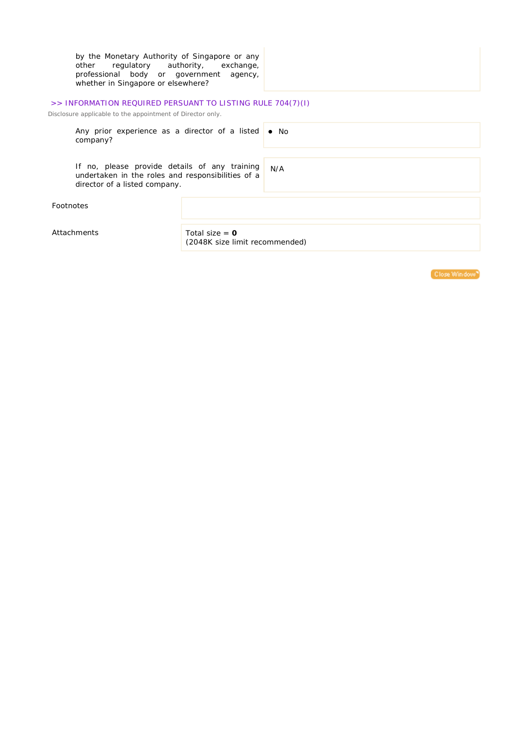| | |
|---|---|
| by the Monetary Authority of Singapore or any other regulatory authority, exchange, professional body or government agency, whether in Singapore or elsewhere? | |

>> INFORMATION REQUIRED PERSUANT TO LISTING RULE 704(7)(I)

Disclosure applicable to the appointment of Director only.

| | |
|---|---|
| Any prior experience as a director of a listed company? | • No |
| If no, please provide details of any training undertaken in the roles and responsibilities of a director of a listed company. | N/A |

| | |
|---|---|
| Footnotes | |
| Attachments | Total size = **0**<br>(2048K size limit recommended) |

Close Window